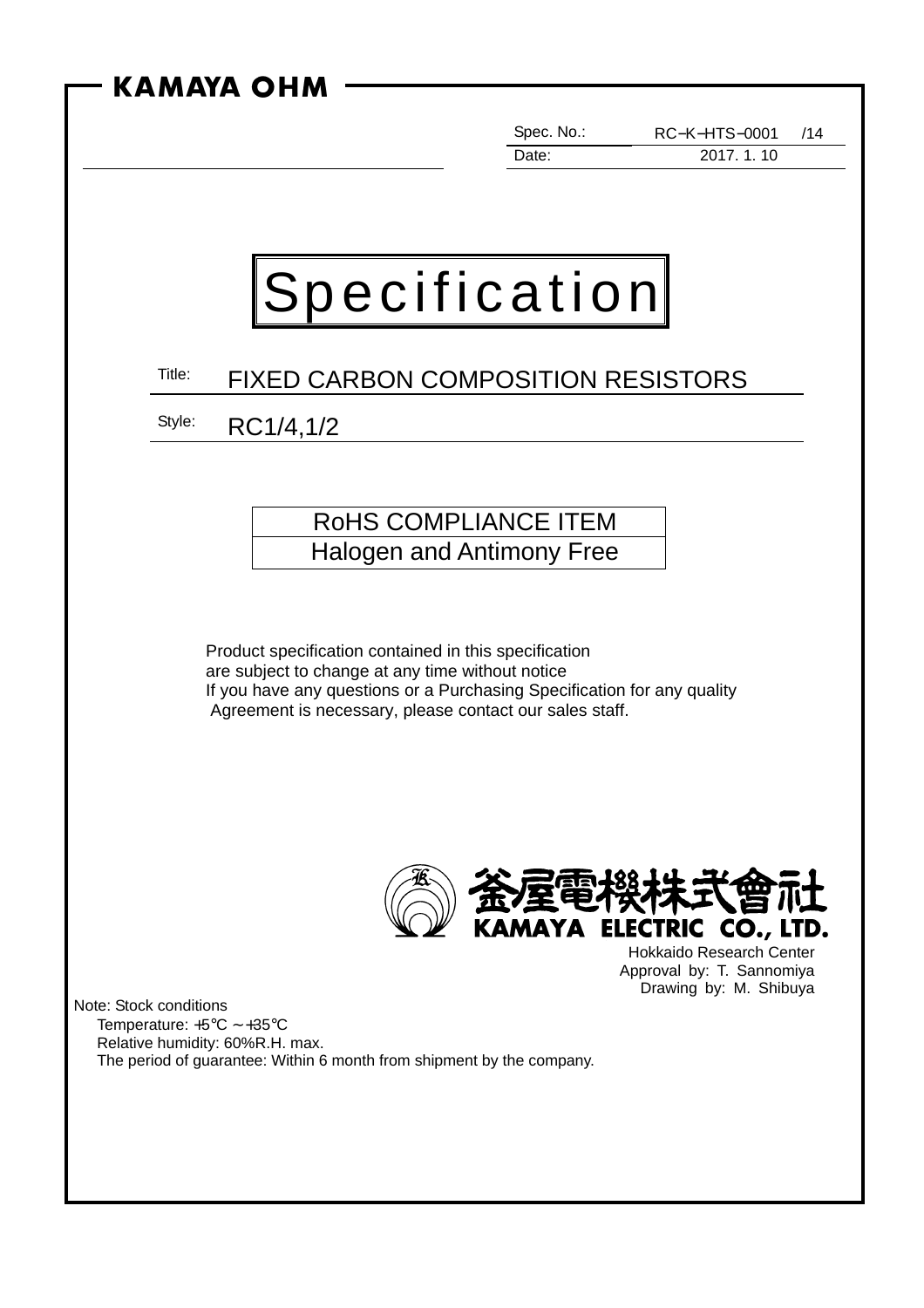KAMAYA OHM

| Spec. No.: | RC−K−HTS−0001 /14 |
| --- | --- |
| Date: | 2017. 1. 10 |

# Specification

Title: FIXED CARBON COMPOSITION RESISTORS

Style: RC1/4,1/2

| RoHS COMPLIANCE ITEM |
| --- |
| Halogen and Antimony Free |

Product specification contained in this specification
are subject to change at any time without notice
If you have any questions or a Purchasing Specification for any quality
Agreement is necessary, please contact our sales staff.

釜屋電機株式會社
KAMAYA ELECTRIC CO., LTD.

Hokkaido Research Center
Approval by: T. Sannomiya
Drawing by: M. Shibuya

Note: Stock conditions
Temperature: +5℃ ～+35℃
Relative humidity: 60%R.H. max.
The period of guarantee: Within 6 month from shipment by the company.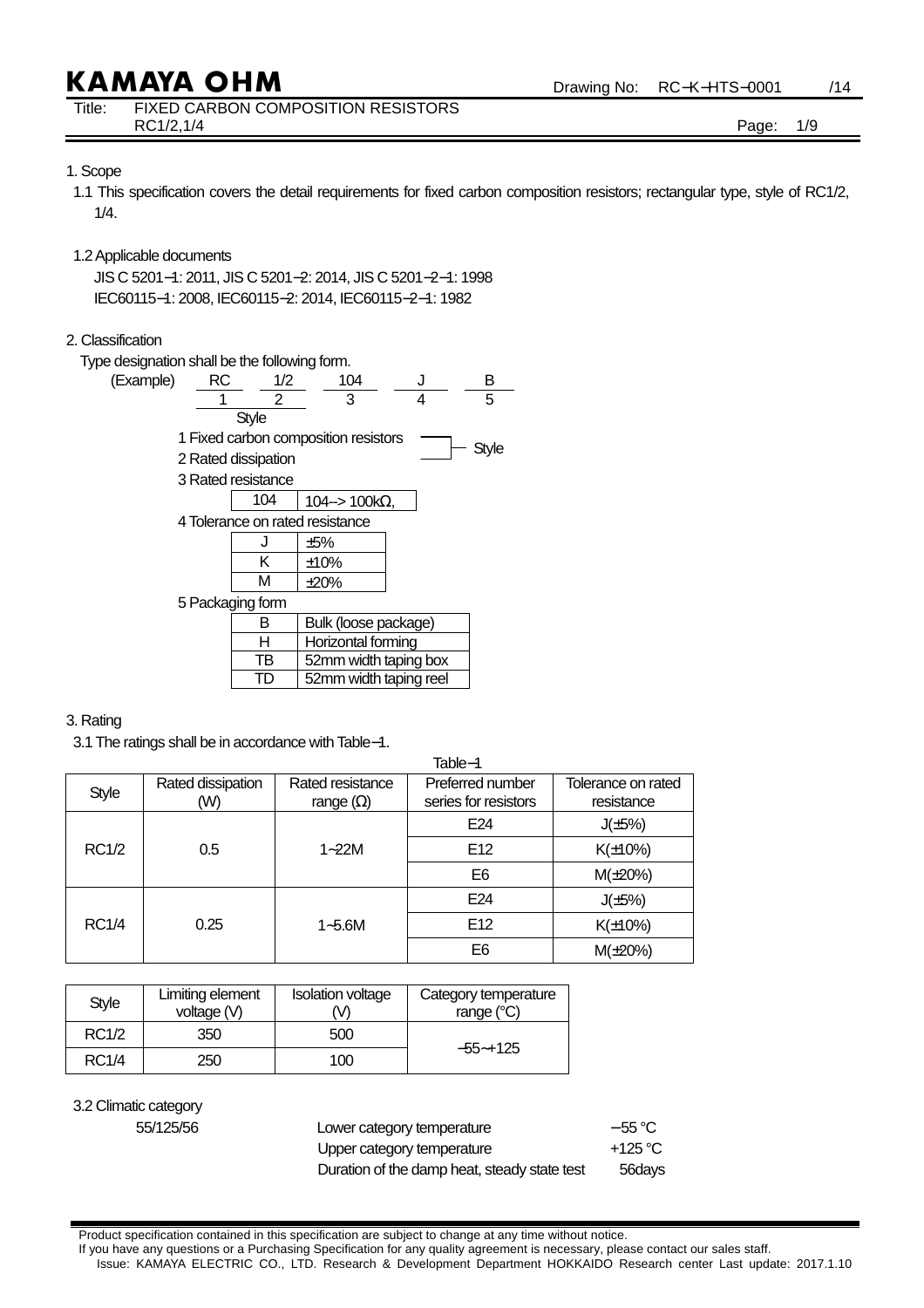1. Scope

1.1 This specification covers the detail requirements for fixed carbon composition resistors; rectangular type, style of RC1/2, 1/4.

1.2 Applicable documents

JIS C 5201−1: 2011, JIS C 5201−2: 2014, JIS C 5201−2−1: 1998
IEC60115−1: 2008, IEC60115−2: 2014, IEC60115−2−1: 1982

2. Classification

Type designation shall be the following form.

(Example)

| RC | 1/2 | 104 | J | B |
|---|---|---|---|---|
| 1 | 2 | 3 | 4 | 5 |

Style (1, 2)

1 Fixed carbon composition resistors
2 Rated dissipation
(1 and 2: Style)

3 Rated resistance

| 104 | 104--> 100kΩ, |
|---|---|

4 Tolerance on rated resistance

| J | ±5% |
|---|---|
| K | ±10% |
| M | ±20% |

5 Packaging form

| B | Bulk (loose package) |
|---|---|
| H | Horizontal forming |
| TB | 52mm width taping box |
| TD | 52mm width taping reel |

3. Rating

3.1 The ratings shall be in accordance with Table−1.

Table−1

| Style | Rated dissipation (W) | Rated resistance range (Ω) | Preferred number series for resistors | Tolerance on rated resistance |
|---|---|---|---|---|
| RC1/2 | 0.5 | 1~22M | E24 | J(±5%) |
| | | | E12 | K(±10%) |
| | | | E6 | M(±20%) |
| RC1/4 | 0.25 | 1~5.6M | E24 | J(±5%) |
| | | | E12 | K(±10%) |
| | | | E6 | M(±20%) |

| Style | Limiting element voltage (V) | Isolation voltage (V) | Category temperature range (°C) |
|---|---|---|---|
| RC1/2 | 350 | 500 | −55~+125 |
| RC1/4 | 250 | 100 | |

3.2 Climatic category

55/125/56

| | |
|---|---|
| Lower category temperature | −55 °C |
| Upper category temperature | +125 °C |
| Duration of the damp heat, steady state test | 56days |

Product specification contained in this specification are subject to change at any time without notice.
If you have any questions or a Purchasing Specification for any quality agreement is necessary, please contact our sales staff.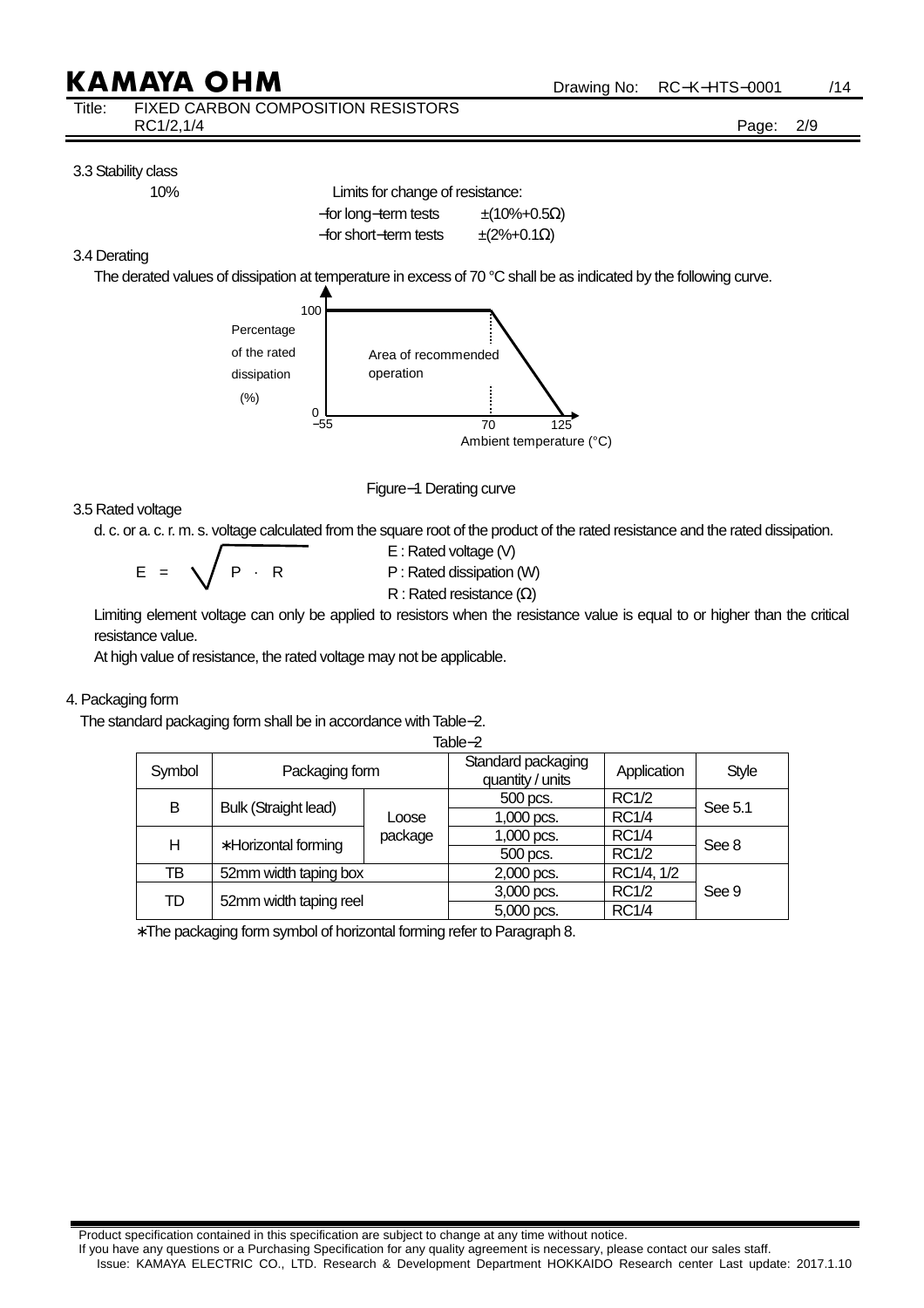3.3 Stability class

10%

Limits for change of resistance:

−for long−term tests ±(10%+0.5Ω)

−for short−term tests ±(2%+0.1Ω)

3.4 Derating

The derated values of dissipation at temperature in excess of 70 °C shall be as indicated by the following curve.

Percentage of the rated dissipation (%)

100

0

−55 70 125

Area of recommended operation

Ambient temperature (°C)

Figure−1 Derating curve

3.5 Rated voltage

d. c. or a. c. r. m. s. voltage calculated from the square root of the product of the rated resistance and the rated dissipation.

$$E = \sqrt{P \cdot R}$$

E : Rated voltage (V)

P : Rated dissipation (W)

R : Rated resistance (Ω)

Limiting element voltage can only be applied to resistors when the resistance value is equal to or higher than the critical resistance value.

At high value of resistance, the rated voltage may not be applicable.

4. Packaging form

The standard packaging form shall be in accordance with Table−2.

Table−2

| Symbol | Packaging form | | Standard packaging quantity / units | Application | Style |
|---|---|---|---|---|---|
| B | Bulk (Straight lead) | Loose package | 500 pcs. | RC1/2 | See 5.1 |
| | | | 1,000 pcs. | RC1/4 | |
| H | ∗Horizontal forming | | 1,000 pcs. | RC1/4 | See 8 |
| | | | 500 pcs. | RC1/2 | |
| TB | 52mm width taping box | | 2,000 pcs. | RC1/4, 1/2 | See 9 |
| TD | 52mm width taping reel | | 3,000 pcs. | RC1/2 | |
| | | | 5,000 pcs. | RC1/4 | |

∗The packaging form symbol of horizontal forming refer to Paragraph 8.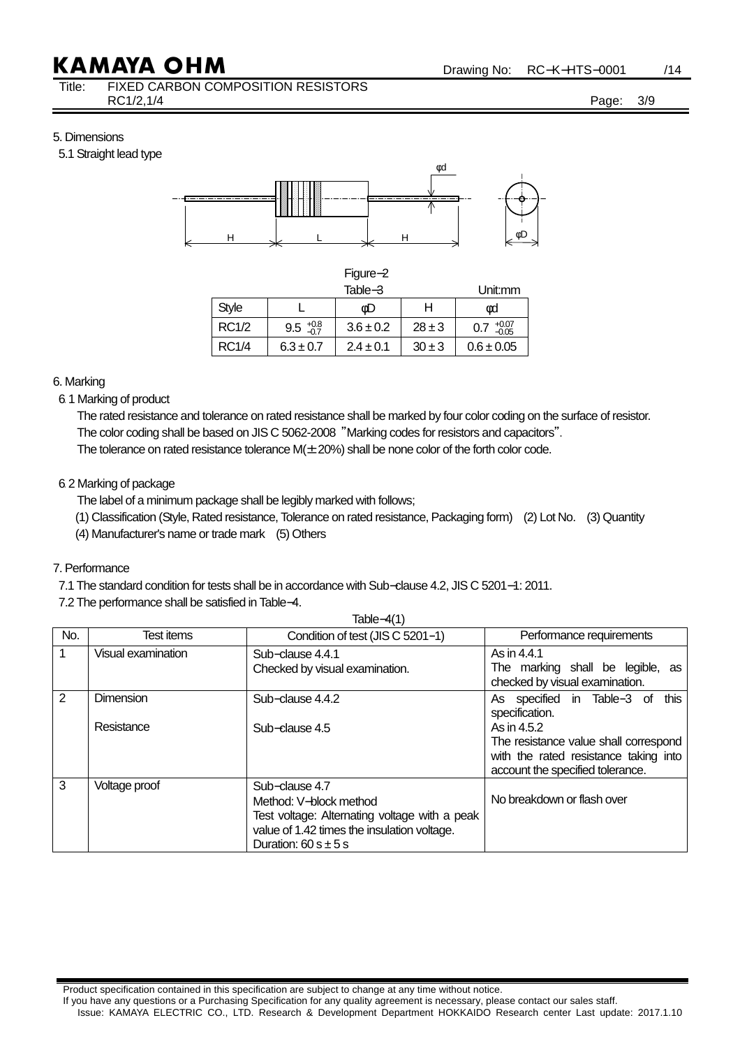## 5. Dimensions

### 5.1 Straight lead type

Figure−2

Table−3 Unit:mm

| Style | L | φD | H | φd |
|---|---|---|---|---|
| RC1/2 | $9.5\ ^{+0.8}_{-0.7}$ | 3.6 ± 0.2 | 28 ± 3 | $0.7\ ^{+0.07}_{-0.05}$ |
| RC1/4 | 6.3 ± 0.7 | 2.4 ± 0.1 | 30 ± 3 | 0.6 ± 0.05 |

## 6. Marking

### 6.1 Marking of product

The rated resistance and tolerance on rated resistance shall be marked by four color coding on the surface of resistor.
The color coding shall be based on JIS C 5062-2008 "Marking codes for resistors and capacitors".
The tolerance on rated resistance tolerance M(± 20%) shall be none color of the forth color code.

### 6.2 Marking of package

The label of a minimum package shall be legibly marked with follows;

(1) Classification (Style, Rated resistance, Tolerance on rated resistance, Packaging form) (2) Lot No. (3) Quantity
(4) Manufacturer's name or trade mark (5) Others

## 7. Performance

7.1 The standard condition for tests shall be in accordance with Sub−clause 4.2, JIS C 5201−1: 2011.

7.2 The performance shall be satisfied in Table−4.

Table−4(1)

| No. | Test items | Condition of test (JIS C 5201−1) | Performance requirements |
|---|---|---|---|
| 1 | Visual examination | Sub−clause 4.4.1<br>Checked by visual examination. | As in 4.4.1<br>The marking shall be legible, as checked by visual examination. |
| 2 | Dimension<br><br>Resistance | Sub−clause 4.4.2<br><br>Sub−clause 4.5 | As specified in Table−3 of this specification.<br>As in 4.5.2<br>The resistance value shall correspond with the rated resistance taking into account the specified tolerance. |
| 3 | Voltage proof | Sub−clause 4.7<br>Method: V−block method<br>Test voltage: Alternating voltage with a peak value of 1.42 times the insulation voltage.<br>Duration: 60 s ± 5 s | No breakdown or flash over |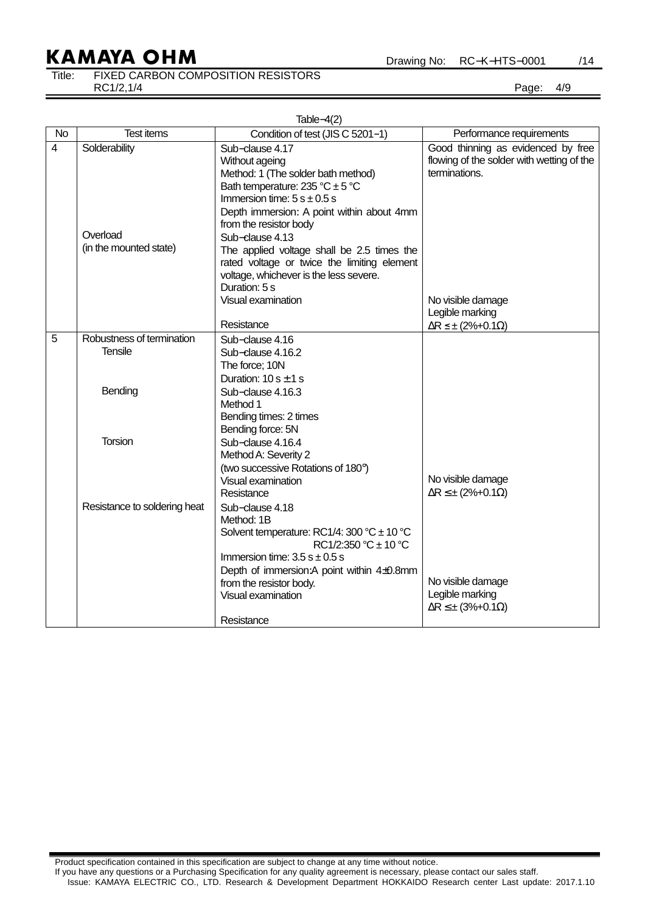Table−4(2)

| No | Test items | Condition of test (JIS C 5201−1) | Performance requirements |
|---|---|---|---|
| 4 | Solderability | Sub−clause 4.17<br>Without ageing<br>Method: 1 (The solder bath method)<br>Bath temperature: 235 °C ± 5 °C<br>Immersion time: 5 s ± 0.5 s<br>Depth immersion: A point within about 4mm from the resistor body | Good thinning as evidenced by free flowing of the solder with wetting of the terminations. |
| | Overload<br>(in the mounted state) | Sub−clause 4.13<br>The applied voltage shall be 2.5 times the rated voltage or twice the limiting element voltage, whichever is the less severe.<br>Duration: 5 s<br>Visual examination<br><br>Resistance | <br><br><br><br>No visible damage<br>Legible marking<br>ΔR ≤ ± (2%+0.1Ω) |
| 5 | Robustness of termination<br>Tensile | Sub−clause 4.16<br>Sub−clause 4.16.2<br>The force; 10N<br>Duration: 10 s ± 1 s | |
| | Bending | Sub−clause 4.16.3<br>Method 1<br>Bending times: 2 times<br>Bending force: 5N | |
| | Torsion | Sub−clause 4.16.4<br>Method A: Severity 2<br>(two successive Rotations of 180°)<br>Visual examination<br>Resistance | <br><br><br>No visible damage<br>ΔR ≤ ± (2%+0.1Ω) |
| | Resistance to soldering heat | Sub−clause 4.18<br>Method: 1B<br>Solvent temperature: RC1/4: 300 °C ± 10 °C<br>RC1/2:350 °C ± 10 °C<br>Immersion time: 3.5 s ± 0.5 s<br>Depth of immersion:A point within 4±0.8mm from the resistor body.<br>Visual examination<br><br>Resistance | <br><br><br><br><br>No visible damage<br>Legible marking<br>ΔR ≤ ± (3%+0.1Ω) |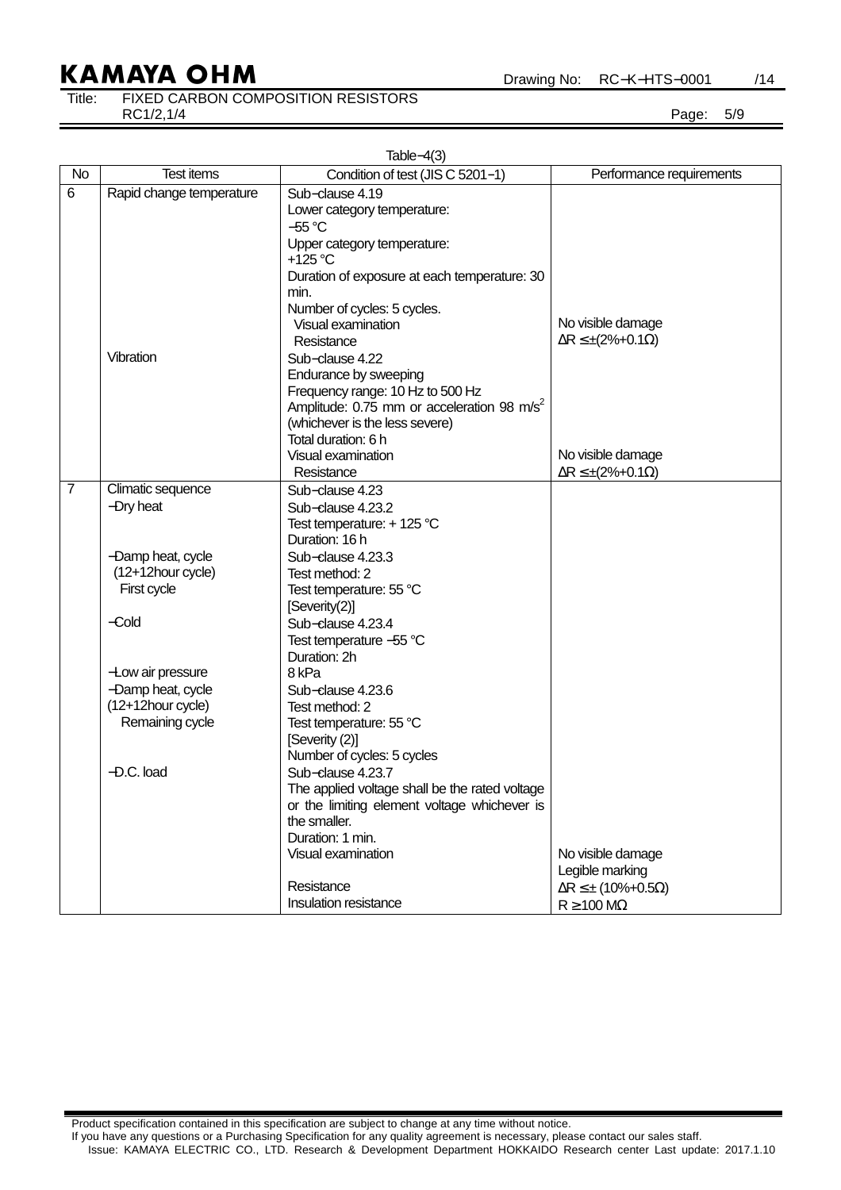Table−4(3)

| No | Test items | Condition of test (JIS C 5201−1) | Performance requirements |
|---|---|---|---|
| 6 | Rapid change temperature | Sub−clause 4.19<br>Lower category temperature:<br>−55 °C<br>Upper category temperature:<br>+125 °C<br>Duration of exposure at each temperature: 30 min.<br>Number of cycles: 5 cycles.<br>Visual examination<br>Resistance | <br><br><br><br><br><br><br>No visible damage<br>ΔR ≤ ±(2%+0.1Ω) |
| | Vibration | Sub−clause 4.22<br>Endurance by sweeping<br>Frequency range: 10 Hz to 500 Hz<br>Amplitude: 0.75 mm or acceleration 98 $m/s^2$ (whichever is the less severe)<br>Total duration: 6 h<br>Visual examination<br>Resistance | <br><br><br><br><br>No visible damage<br>ΔR ≤ ±(2%+0.1Ω) |
| 7 | Climatic sequence<br>−Dry heat<br><br><br>−Damp heat, cycle (12+12hour cycle) First cycle<br><br><br>−Cold<br><br>−Low air pressure<br>−Damp heat, cycle (12+12hour cycle) Remaining cycle<br><br><br>−D.C. load | Sub−clause 4.23<br>Sub−clause 4.23.2<br>Test temperature: + 125 °C<br>Duration: 16 h<br>Sub−clause 4.23.3<br>Test method: 2<br>Test temperature: 55 °C<br>[Severity(2)]<br>Sub−clause 4.23.4<br>Test temperature −55 °C<br>Duration: 2h<br>8 kPa<br>Sub−clause 4.23.6<br>Test method: 2<br>Test temperature: 55 °C<br>[Severity (2)]<br>Number of cycles: 5 cycles<br>Sub−clause 4.23.7<br>The applied voltage shall be the rated voltage or the limiting element voltage whichever is the smaller.<br>Duration: 1 min.<br>Visual examination<br><br>Resistance<br>Insulation resistance | <br><br><br><br><br><br><br><br><br><br><br><br><br><br><br><br><br><br><br><br>No visible damage<br>Legible marking<br>ΔR ≤ ± (10%+0.5Ω)<br>R ≥ 100 MΩ |

Product specification contained in this specification are subject to change at any time without notice.
If you have any questions or a Purchasing Specification for any quality agreement is necessary, please contact our sales staff.
Issue: KAMAYA ELECTRIC CO., LTD. Research & Development Department HOKKAIDO Research center Last update: 2017.1.10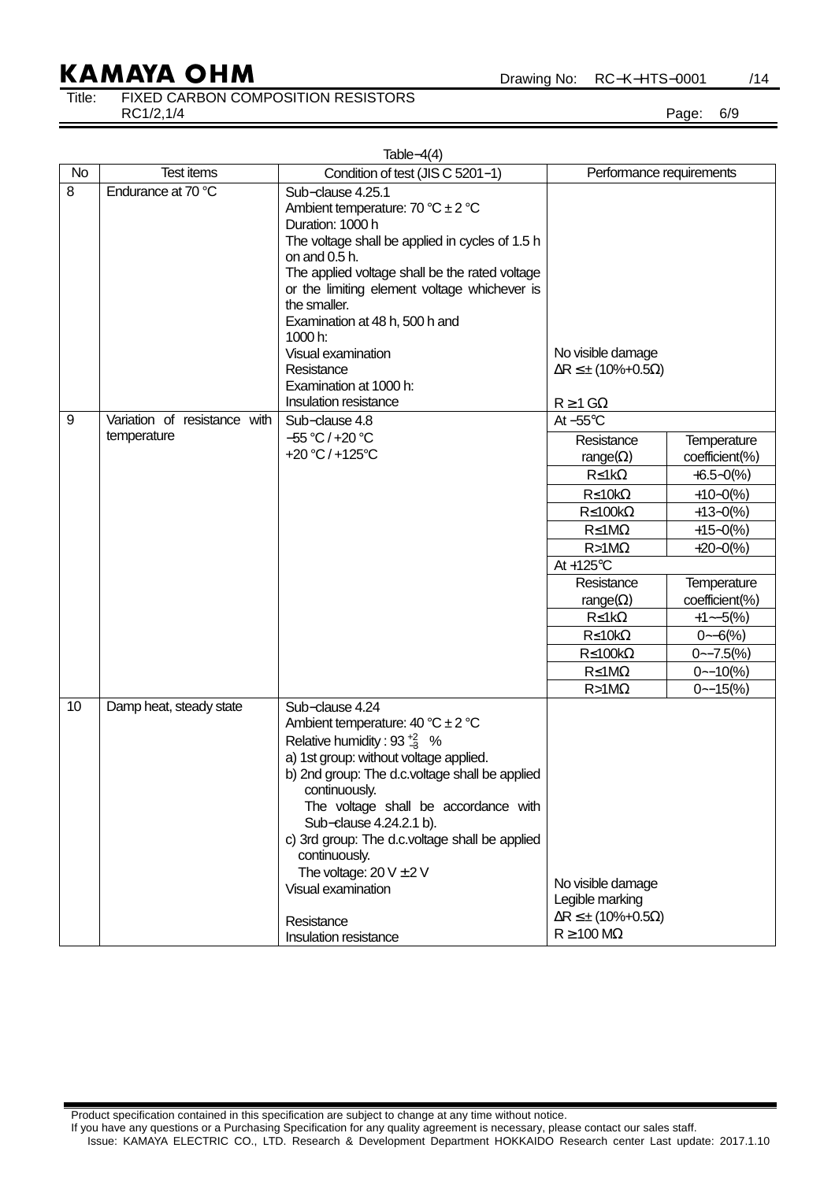Table−4(4)

| No | Test items | Condition of test (JIS C 5201−1) | Performance requirements | |
|---|---|---|---|---|
| 8 | Endurance at 70 °C | Sub−clause 4.25.1<br>Ambient temperature: 70 °C ± 2 °C<br>Duration: 1000 h<br>The voltage shall be applied in cycles of 1.5 h on and 0.5 h.<br>The applied voltage shall be the rated voltage or the limiting element voltage whichever is the smaller.<br>Examination at 48 h, 500 h and 1000 h:<br>Visual examination<br>Resistance<br>Examination at 1000 h:<br>Insulation resistance | No visible damage<br>ΔR ≤ ± (10%+0.5Ω)<br><br>R ≥ 1 GΩ | |
| 9 | Variation of resistance with temperature | Sub−clause 4.8<br>−55 °C / +20 °C<br>+20 °C / +125°C | At −55℃ | |
| | | | Resistance range(Ω) | Temperature coefficient(%) |
| | | | R≤1kΩ | +6.5~0(%) |
| | | | R≤10kΩ | +10~0(%) |
| | | | R≤100kΩ | +13~0(%) |
| | | | R≤1MΩ | +15~0(%) |
| | | | R>1MΩ | +20~0(%) |
| | | | At +125℃ | |
| | | | Resistance range(Ω) | Temperature coefficient(%) |
| | | | R≤1kΩ | +1~−5(%) |
| | | | R≤10kΩ | 0~−6(%) |
| | | | R≤100kΩ | 0~−7.5(%) |
| | | | R≤1MΩ | 0~−10(%) |
| | | | R>1MΩ | 0~−15(%) |
| 10 | Damp heat, steady state | Sub−clause 4.24<br>Ambient temperature: 40 °C ± 2 °C<br>Relative humidity : 93 $^{+2}_{-3}$ %<br>a) 1st group: without voltage applied.<br>b) 2nd group: The d.c.voltage shall be applied continuously.<br>The voltage shall be accordance with Sub−clause 4.24.2.1 b).<br>c) 3rd group: The d.c.voltage shall be applied continuously.<br>The voltage: 20 V ± 2 V<br>Visual examination<br><br>Resistance<br>Insulation resistance | No visible damage<br>Legible marking<br>ΔR ≤ ± (10%+0.5Ω)<br>R ≥ 100 MΩ | |

Product specification contained in this specification are subject to change at any time without notice.
If you have any questions or a Purchasing Specification for any quality agreement is necessary, please contact our sales staff.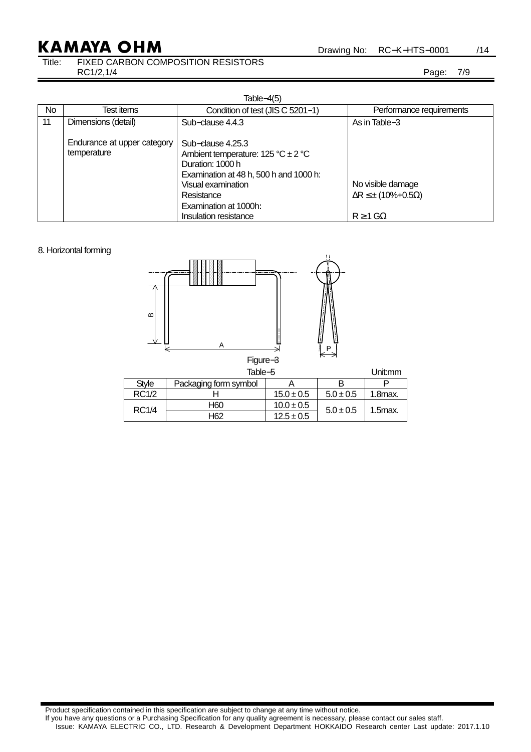Table−4(5)

| No | Test items | Condition of test (JIS C 5201−1) | Performance requirements |
|---|---|---|---|
| 11 | Dimensions (detail)<br><br>Endurance at upper category temperature | Sub−clause 4.4.3<br><br>Sub−clause 4.25.3<br>Ambient temperature: 125 °C ± 2 °C<br>Duration: 1000 h<br>Examination at 48 h, 500 h and 1000 h:<br>Visual examination<br>Resistance<br>Examination at 1000h:<br>Insulation resistance | As in Table−3<br><br><br><br><br><br>No visible damage<br>ΔR ≤ ± (10%+0.5Ω)<br><br>R ≥ 1 GΩ |

8. Horizontal forming

Figure−3

Table−5 Unit:mm

| Style | Packaging form symbol | A | B | P |
|---|---|---|---|---|
| RC1/2 | H | 15.0 ± 0.5 | 5.0 ± 0.5 | 1.8max. |
| RC1/4 | H60 | 10.0 ± 0.5 | 5.0 ± 0.5 | 1.5max. |
| | H62 | 12.5 ± 0.5 | | |

Product specification contained in this specification are subject to change at any time without notice.
If you have any questions or a Purchasing Specification for any quality agreement is necessary, please contact our sales staff.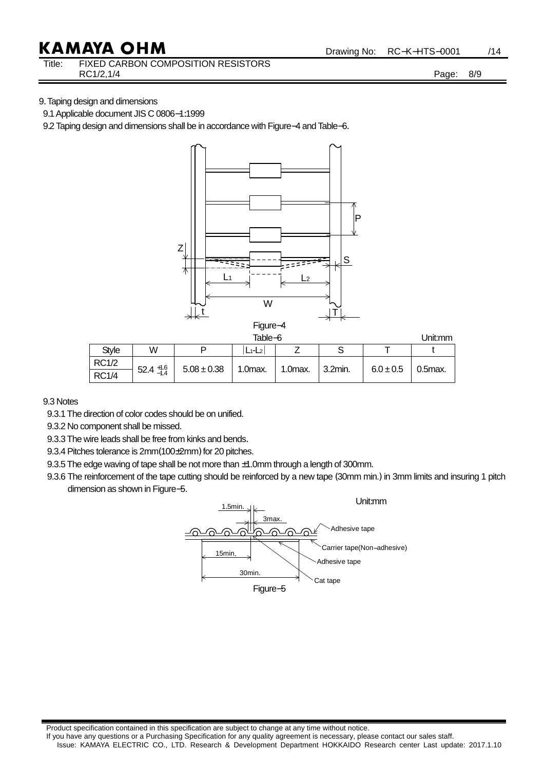## 9. Taping design and dimensions

9.1 Applicable document JIS C 0806−1:1999

9.2 Taping design and dimensions shall be in accordance with Figure−4 and Table−6.

Figure−4

Table−6 Unit:mm

| Style | W | P | $\|L_1\text{-}L_2\|$ | Z | S | T | t |
|---|---|---|---|---|---|---|---|
| RC1/2 | $52.4^{+1.6}_{-1.4}$ | 5.08 ± 0.38 | 1.0max. | 1.0max. | 3.2min. | 6.0 ± 0.5 | 0.5max. |
| RC1/4 | | | | | | | |

9.3 Notes

9.3.1 The direction of color codes should be on unified.

9.3.2 No component shall be missed.

9.3.3 The wire leads shall be free from kinks and bends.

9.3.4 Pitches tolerance is 2mm(100±2mm) for 20 pitches.

9.3.5 The edge waving of tape shall be not more than ±1.0mm through a length of 300mm.

9.3.6 The reinforcement of the tape cutting should be reinforced by a new tape (30mm min.) in 3mm limits and insuring 1 pitch dimension as shown in Figure−5.

Unit:mm

1.5min. 3max. Adhesive tape Carrier tape(Non−adhesive) 15min. Adhesive tape 30min. Cat tape

Figure−5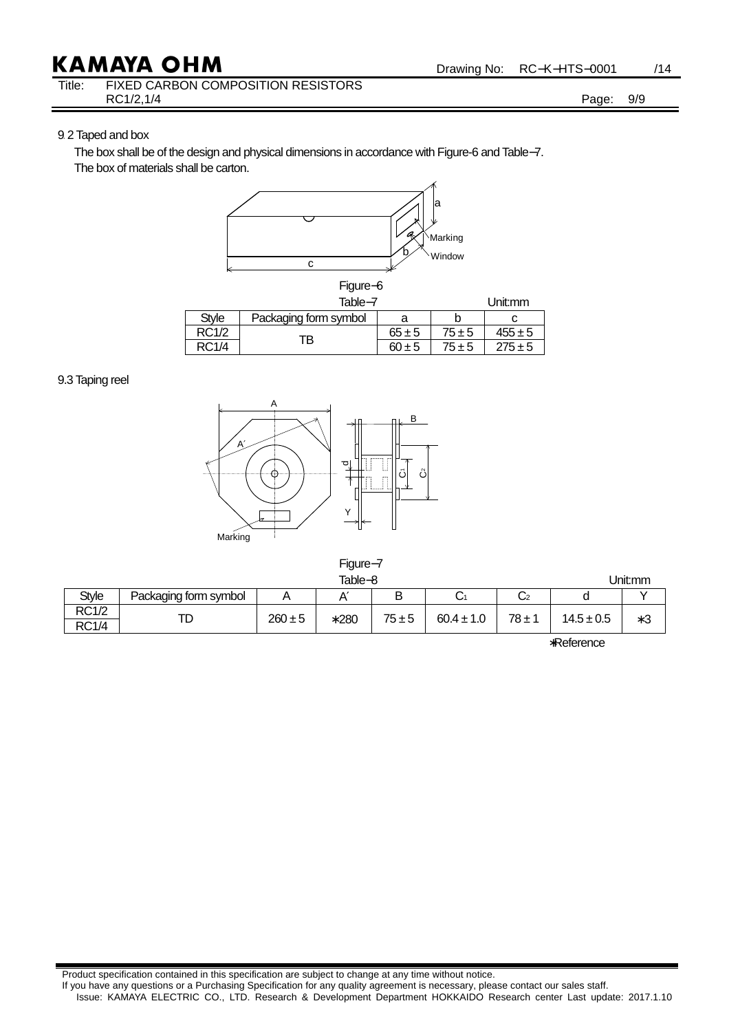9.2 Taped and box

The box shall be of the design and physical dimensions in accordance with Figure-6 and Table−7.
The box of materials shall be carton.

a
Marking
b
Window
c

Figure−6

Table−7 Unit:mm

| Style | Packaging form symbol | a | b | c |
|---|---|---|---|---|
| RC1/2 | TB | 65 ± 5 | 75 ± 5 | 455 ± 5 |
| RC1/4 | | 60 ± 5 | 75 ± 5 | 275 ± 5 |

9.3 Taping reel

A
A´
B
d
$C_1$
$C_2$
Y
Marking

Figure−7

Table−8 Unit:mm

| Style | Packaging form symbol | A | A´ | B | $C_1$ | $C_2$ | d | Y |
|---|---|---|---|---|---|---|---|---|
| RC1/2 | TD | 260 ± 5 | ∗280 | 75 ± 5 | 60.4 ± 1.0 | 78 ± 1 | 14.5 ± 0.5 | ∗3 |
| RC1/4 | | | | | | | | |

∗Reference

Product specification contained in this specification are subject to change at any time without notice.
If you have any questions or a Purchasing Specification for any quality agreement is necessary, please contact our sales staff.